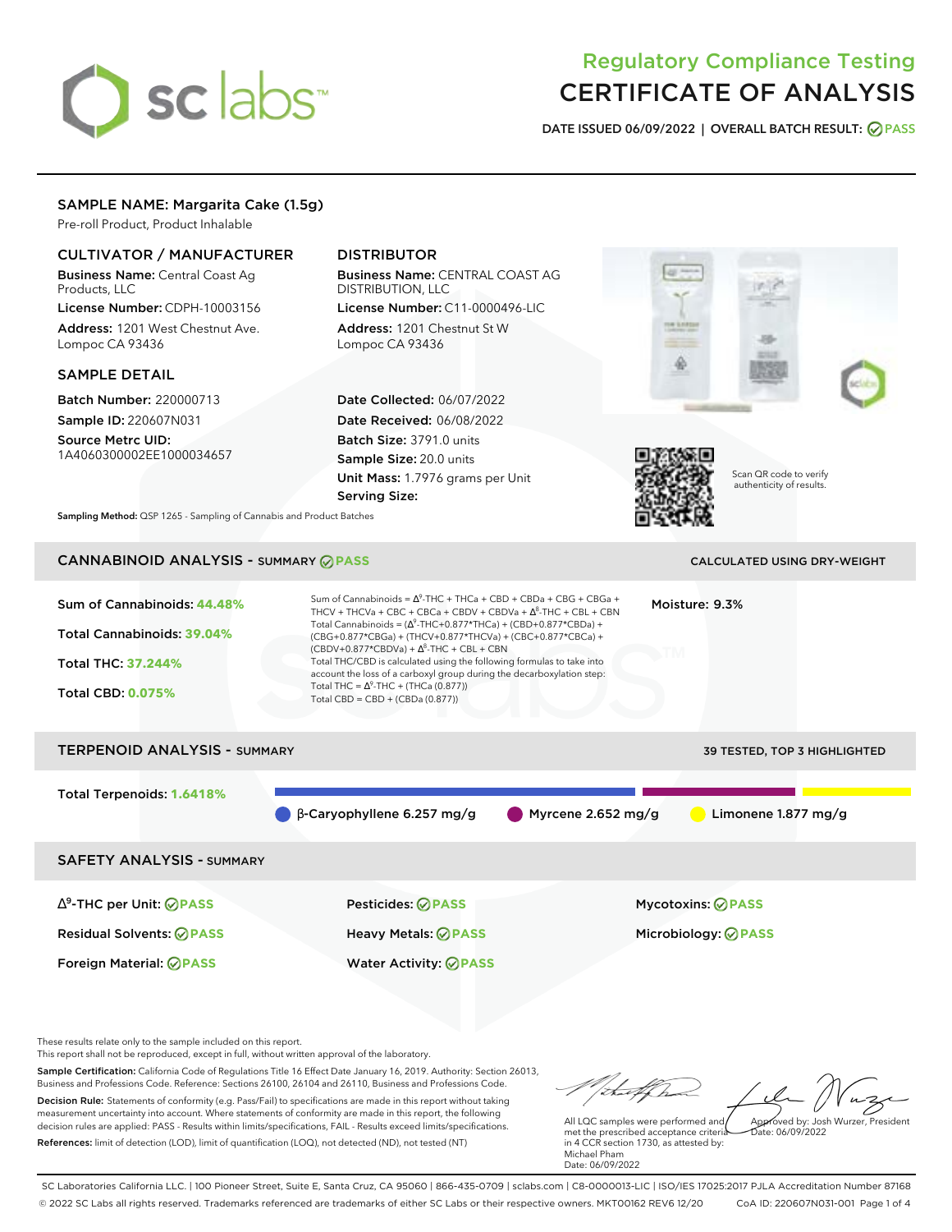# Regulatory Compliance Testing
# CERTIFICATE OF ANALYSIS

**DATE ISSUED 06/09/2022 | OVERALL BATCH RESULT: PASS**

## SAMPLE NAME: Margarita Cake (1.5g)

Pre-roll Product, Product Inhalable

### CULTIVATOR / MANUFACTURER

**Business Name:** Central Coast Ag Products, LLC

**License Number:** CDPH-10003156

**Address:** 1201 West Chestnut Ave. Lompoc CA 93436

### DISTRIBUTOR

**Business Name:** CENTRAL COAST AG DISTRIBUTION, LLC

**License Number:** C11-0000496-LIC

**Address:** 1201 Chestnut St W Lompoc CA 93436

### SAMPLE DETAIL

**Batch Number:** 220000713

**Sample ID:** 220607N031

**Source Metrc UID:** 1A4060300002EE1000034657

**Date Collected:** 06/07/2022

**Date Received:** 06/08/2022

**Batch Size:** 3791.0 units

**Sample Size:** 20.0 units

**Unit Mass:** 1.7976 grams per Unit

**Serving Size:**

Scan QR code to verify authenticity of results.

**Sampling Method:** QSP 1265 - Sampling of Cannabis and Product Batches

## CANNABINOID ANALYSIS - SUMMARY PASS

CALCULATED USING DRY-WEIGHT

Sum of Cannabinoids: **44.48%**

Total Cannabinoids: **39.04%**

Total THC: **37.244%**

Total CBD: **0.075%**

Sum of Cannabinoids = $\Delta^9$-THC + THCa + CBD + CBDa + CBG + CBGa + THCV + THCVa + CBC + CBCa + CBDV + CBDVa + $\Delta^8$-THC + CBL + CBN

Total Cannabinoids = ($\Delta^9$-THC+0.877*THCa) + (CBD+0.877*CBDa) + (CBG+0.877*CBGa) + (THCV+0.877*THCVa) + (CBC+0.877*CBCa) + (CBDV+0.877*CBDVa) + $\Delta^8$-THC + CBL + CBN

Total THC/CBD is calculated using the following formulas to take into account the loss of a carboxyl group during the decarboxylation step:

Total THC = $\Delta^9$-THC + (THCa (0.877))

Total CBD = CBD + (CBDa (0.877))

Moisture: 9.3%

## TERPENOID ANALYSIS - SUMMARY

39 TESTED, TOP 3 HIGHLIGHTED

Total Terpenoids: **1.6418%**

β-Caryophyllene 6.257 mg/g | Myrcene 2.652 mg/g | Limonene 1.877 mg/g

## SAFETY ANALYSIS - SUMMARY

| | | |
|---|---|---|
| $\Delta^9$-THC per Unit: PASS | Pesticides: PASS | Mycotoxins: PASS |
| Residual Solvents: PASS | Heavy Metals: PASS | Microbiology: PASS |
| Foreign Material: PASS | Water Activity: PASS | |

These results relate only to the sample included on this report.
This report shall not be reproduced, except in full, without written approval of the laboratory.

**Sample Certification:** California Code of Regulations Title 16 Effect Date January 16, 2019. Authority: Section 26013, Business and Professions Code. Reference: Sections 26100, 26104 and 26110, Business and Professions Code.

**Decision Rule:** Statements of conformity (e.g. Pass/Fail) to specifications are made in this report without taking measurement uncertainty into account. Where statements of conformity are made in this report, the following decision rules are applied: PASS - Results within limits/specifications, FAIL - Results exceed limits/specifications.

**References:** limit of detection (LOD), limit of quantification (LOQ), not detected (ND), not tested (NT)

All LQC samples were performed and met the prescribed acceptance criteria in 4 CCR section 1730, as attested by: Michael Pham
Date: 06/09/2022

Approved by: Josh Wurzer, President
Date: 06/09/2022

SC Laboratories California LLC. | 100 Pioneer Street, Suite E, Santa Cruz, CA 95060 | 866-435-0709 | sclabs.com | C8-0000013-LIC | ISO/IES 17025:2017 PJLA Accreditation Number 87168
© 2022 SC Labs all rights reserved. Trademarks referenced are trademarks of either SC Labs or their respective owners. MKT00162 REV6 12/20 CoA ID: 220607N031-001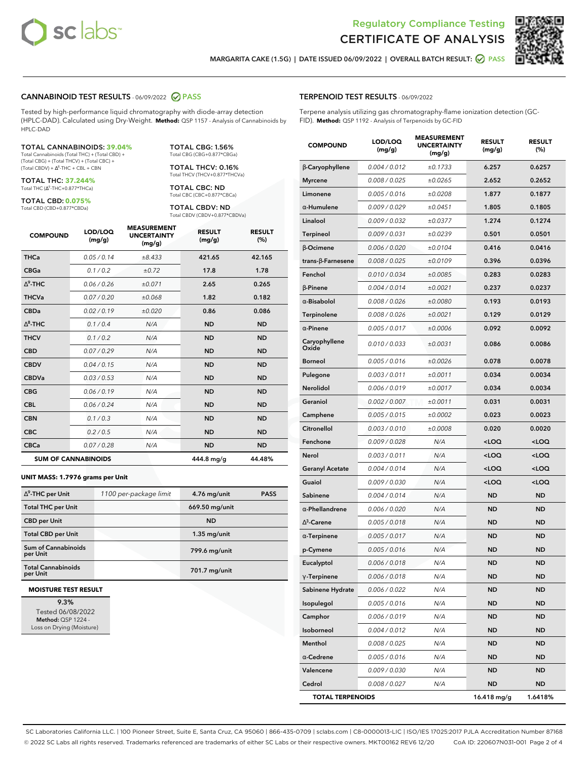Regulatory Compliance Testing
# CERTIFICATE OF ANALYSIS

MARGARITA CAKE (1.5G) | DATE ISSUED 06/09/2022 | OVERALL BATCH RESULT: PASS

## CANNABINOID TEST RESULTS - 06/09/2022 PASS

Tested by high-performance liquid chromatography with diode-array detection (HPLC-DAD). Calculated using Dry-Weight. **Method:** QSP 1157 - Analysis of Cannabinoids by HPLC-DAD

**TOTAL CANNABINOIDS: 39.04%**
Total Cannabinoids (Total THC) + (Total CBD) + (Total CBG) + (Total THCV) + (Total CBC) + (Total CBDV) + $\Delta^8$-THC + CBL + CBN

**TOTAL THC: 37.244%**
Total THC ($\Delta^9$-THC+0.877*THCa)

**TOTAL CBD: 0.075%**
Total CBD (CBD+0.877*CBDa)

**TOTAL CBG: 1.56%**
Total CBG (CBG+0.877*CBGa)

**TOTAL THCV: 0.16%**
Total THCV (THCV+0.877*THCVa)

**TOTAL CBC: ND**
Total CBC (CBC+0.877*CBCa)

**TOTAL CBDV: ND**
Total CBDV (CBDV+0.877*CBDVa)

| COMPOUND | LOD/LOQ (mg/g) | MEASUREMENT UNCERTAINTY (mg/g) | RESULT (mg/g) | RESULT (%) |
|---|---|---|---|---|
| THCa | 0.05 / 0.14 | ±8.433 | 421.65 | 42.165 |
| CBGa | 0.1 / 0.2 | ±0.72 | 17.8 | 1.78 |
| $\Delta^9$-THC | 0.06 / 0.26 | ±0.071 | 2.65 | 0.265 |
| THCVa | 0.07 / 0.20 | ±0.068 | 1.82 | 0.182 |
| CBDa | 0.02 / 0.19 | ±0.020 | 0.86 | 0.086 |
| $\Delta^8$-THC | 0.1 / 0.4 | N/A | ND | ND |
| THCV | 0.1 / 0.2 | N/A | ND | ND |
| CBD | 0.07 / 0.29 | N/A | ND | ND |
| CBDV | 0.04 / 0.15 | N/A | ND | ND |
| CBDVa | 0.03 / 0.53 | N/A | ND | ND |
| CBG | 0.06 / 0.19 | N/A | ND | ND |
| CBL | 0.06 / 0.24 | N/A | ND | ND |
| CBN | 0.1 / 0.3 | N/A | ND | ND |
| CBC | 0.2 / 0.5 | N/A | ND | ND |
| CBCa | 0.07 / 0.28 | N/A | ND | ND |
| **SUM OF CANNABINOIDS** | | | **444.8 mg/g** | **44.48%** |

### UNIT MASS: 1.7976 grams per Unit

| | | | |
|---|---|---|---|
| $\Delta^9$-THC per Unit | 1100 per-package limit | 4.76 mg/unit | PASS |
| Total THC per Unit | | 669.50 mg/unit | |
| CBD per Unit | | ND | |
| Total CBD per Unit | | 1.35 mg/unit | |
| Sum of Cannabinoids per Unit | | 799.6 mg/unit | |
| Total Cannabinoids per Unit | | 701.7 mg/unit | |

### MOISTURE TEST RESULT

9.3%
Tested 06/08/2022
**Method:** QSP 1224 - Loss on Drying (Moisture)

## TERPENOID TEST RESULTS - 06/09/2022

Terpene analysis utilizing gas chromatography-flame ionization detection (GC-FID). **Method:** QSP 1192 - Analysis of Terpenoids by GC-FID

| COMPOUND | LOD/LOQ (mg/g) | MEASUREMENT UNCERTAINTY (mg/g) | RESULT (mg/g) | RESULT (%) |
|---|---|---|---|---|
| β-Caryophyllene | 0.004 / 0.012 | ±0.1733 | 6.257 | 0.6257 |
| Myrcene | 0.008 / 0.025 | ±0.0265 | 2.652 | 0.2652 |
| Limonene | 0.005 / 0.016 | ±0.0208 | 1.877 | 0.1877 |
| α-Humulene | 0.009 / 0.029 | ±0.0451 | 1.805 | 0.1805 |
| Linalool | 0.009 / 0.032 | ±0.0377 | 1.274 | 0.1274 |
| Terpineol | 0.009 / 0.031 | ±0.0239 | 0.501 | 0.0501 |
| β-Ocimene | 0.006 / 0.020 | ±0.0104 | 0.416 | 0.0416 |
| trans-β-Farnesene | 0.008 / 0.025 | ±0.0109 | 0.396 | 0.0396 |
| Fenchol | 0.010 / 0.034 | ±0.0085 | 0.283 | 0.0283 |
| β-Pinene | 0.004 / 0.014 | ±0.0021 | 0.237 | 0.0237 |
| α-Bisabolol | 0.008 / 0.026 | ±0.0080 | 0.193 | 0.0193 |
| Terpinolene | 0.008 / 0.026 | ±0.0021 | 0.129 | 0.0129 |
| α-Pinene | 0.005 / 0.017 | ±0.0006 | 0.092 | 0.0092 |
| Caryophyllene Oxide | 0.010 / 0.033 | ±0.0031 | 0.086 | 0.0086 |
| Borneol | 0.005 / 0.016 | ±0.0026 | 0.078 | 0.0078 |
| Pulegone | 0.003 / 0.011 | ±0.0011 | 0.034 | 0.0034 |
| Nerolidol | 0.006 / 0.019 | ±0.0017 | 0.034 | 0.0034 |
| Geraniol | 0.002 / 0.007 | ±0.0011 | 0.031 | 0.0031 |
| Camphene | 0.005 / 0.015 | ±0.0002 | 0.023 | 0.0023 |
| Citronellol | 0.003 / 0.010 | ±0.0008 | 0.020 | 0.0020 |
| Fenchone | 0.009 / 0.028 | N/A | <LOQ | <LOQ |
| Nerol | 0.003 / 0.011 | N/A | <LOQ | <LOQ |
| Geranyl Acetate | 0.004 / 0.014 | N/A | <LOQ | <LOQ |
| Guaiol | 0.009 / 0.030 | N/A | <LOQ | <LOQ |
| Sabinene | 0.004 / 0.014 | N/A | ND | ND |
| α-Phellandrene | 0.006 / 0.020 | N/A | ND | ND |
| $\Delta^3$-Carene | 0.005 / 0.018 | N/A | ND | ND |
| α-Terpinene | 0.005 / 0.017 | N/A | ND | ND |
| p-Cymene | 0.005 / 0.016 | N/A | ND | ND |
| Eucalyptol | 0.006 / 0.018 | N/A | ND | ND |
| γ-Terpinene | 0.006 / 0.018 | N/A | ND | ND |
| Sabinene Hydrate | 0.006 / 0.022 | N/A | ND | ND |
| Isopulegol | 0.005 / 0.016 | N/A | ND | ND |
| Camphor | 0.006 / 0.019 | N/A | ND | ND |
| Isoborneol | 0.004 / 0.012 | N/A | ND | ND |
| Menthol | 0.008 / 0.025 | N/A | ND | ND |
| α-Cedrene | 0.005 / 0.016 | N/A | ND | ND |
| Valencene | 0.009 / 0.030 | N/A | ND | ND |
| Cedrol | 0.008 / 0.027 | N/A | ND | ND |
| **TOTAL TERPENOIDS** | | | **16.418 mg/g** | **1.6418%** |

SC Laboratories California LLC. | 100 Pioneer Street, Suite E, Santa Cruz, CA 95060 | 866-435-0709 | sclabs.com | C8-0000013-LIC | ISO/IES 17025:2017 PJLA Accreditation Number 87168
© 2022 SC Labs all rights reserved. Trademarks referenced are trademarks of either SC Labs or their respective owners. MKT00162 REV6 12/20 CoA ID: 220607N031-001